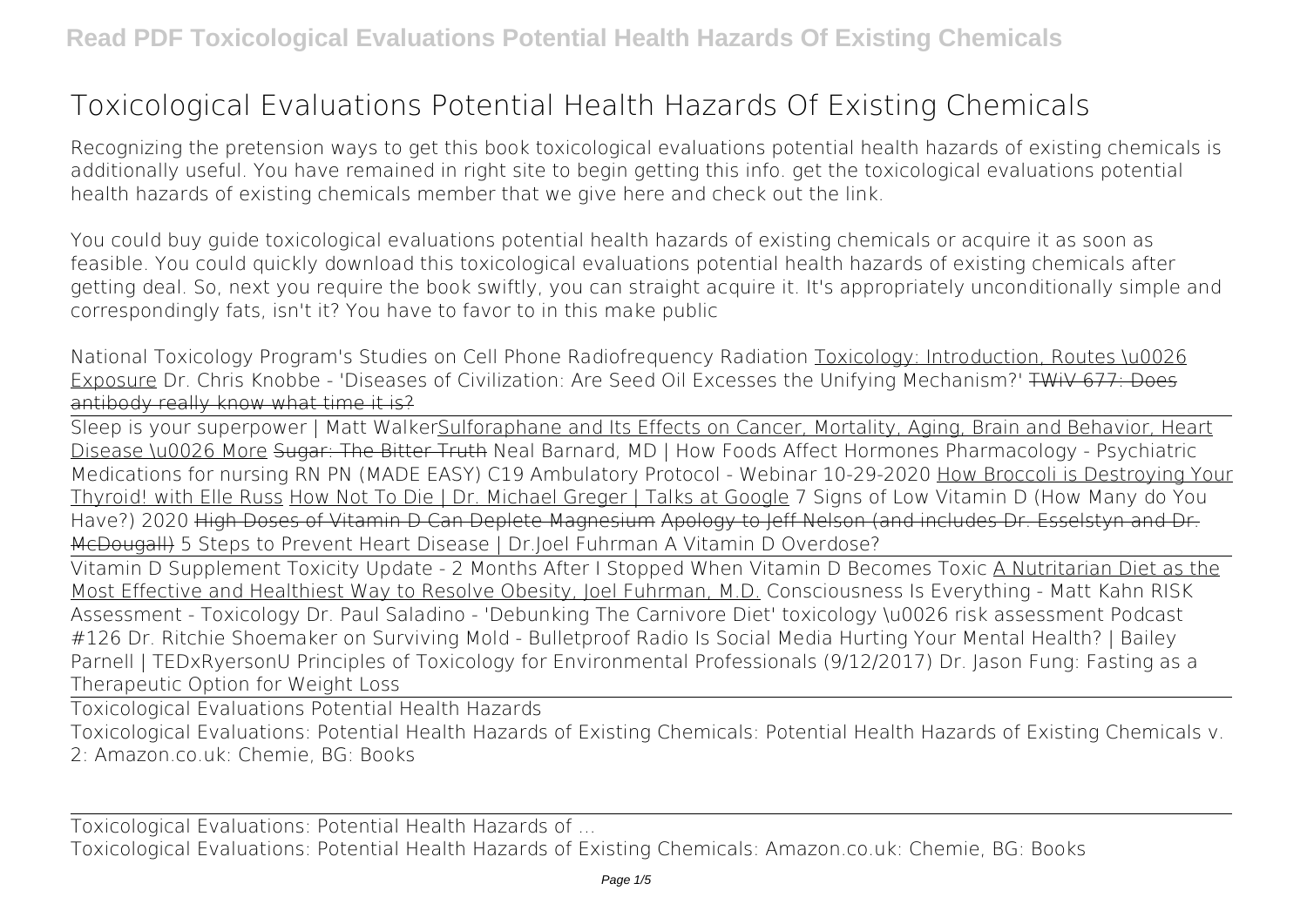# Toxicological Evaluations Potential Health Hazards Of Existing Chemicals

Recognizing the pretension ways to get this book **toxicological evaluations potential health hazards of existing chemicals** is additionally useful. You have remained in right site to begin getting this info. get the toxicological evaluations potential health hazards of existing chemicals member that we give here and check out the link.

You could buy guide toxicological evaluations potential health hazards of existing chemicals or acquire it as soon as feasible. You could quickly download this toxicological evaluations potential health hazards of existing chemicals after getting deal. So, next you require the book swiftly, you can straight acquire it. It's appropriately unconditionally simple and correspondingly fats, isn't it? You have to favor to in this make public

National Toxicology Program's Studies on Cell Phone Radiofrequency Radiation Toxicology: Introduction, Routes \u0026 Exposure Dr. Chris Knobbe - 'Diseases of Civilization: Are Seed Oil Excesses the Unifying Mechanism?' ~~TWiV 677: Does antibody really know what time it is?~~

Sleep is your superpower | Matt Walker Sulforaphane and Its Effects on Cancer, Mortality, Aging, Brain and Behavior, Heart Disease \u0026 More ~~Sugar: The Bitter Truth~~ Neal Barnard, MD | How Foods Affect Hormones Pharmacology - Psychiatric Medications for nursing RN PN (MADE EASY) C19 Ambulatory Protocol - Webinar 10-29-2020 How Broccoli is Destroying Your Thyroid! with Elle Russ How Not To Die | Dr. Michael Greger | Talks at Google 7 Signs of Low Vitamin D (How Many do You Have?) 2020 ~~High Doses of Vitamin D Can Deplete Magnesium~~ ~~Apology to Jeff Nelson (and includes Dr. Esselstyn and Dr. McDougall)~~ 5 Steps to Prevent Heart Disease | Dr.Joel Fuhrman A Vitamin D Overdose?

Vitamin D Supplement Toxicity Update - 2 Months After I Stopped When Vitamin D Becomes Toxic A Nutritarian Diet as the Most Effective and Healthiest Way to Resolve Obesity, Joel Fuhrman, M.D. Consciousness Is Everything - Matt Kahn RISK Assessment - Toxicology Dr. Paul Saladino - 'Debunking The Carnivore Diet' toxicology \u0026 risk assessment Podcast #126 Dr. Ritchie Shoemaker on Surviving Mold - Bulletproof Radio Is Social Media Hurting Your Mental Health? | Bailey Parnell | TEDxRyersonU Principles of Toxicology for Environmental Professionals (9/12/2017) Dr. Jason Fung: Fasting as a Therapeutic Option for Weight Loss

Toxicological Evaluations Potential Health Hazards

Toxicological Evaluations: Potential Health Hazards of Existing Chemicals: Potential Health Hazards of Existing Chemicals v. 2: Amazon.co.uk: Chemie, BG: Books

Toxicological Evaluations: Potential Health Hazards of ...

Toxicological Evaluations: Potential Health Hazards of Existing Chemicals: Amazon.co.uk: Chemie, BG: Books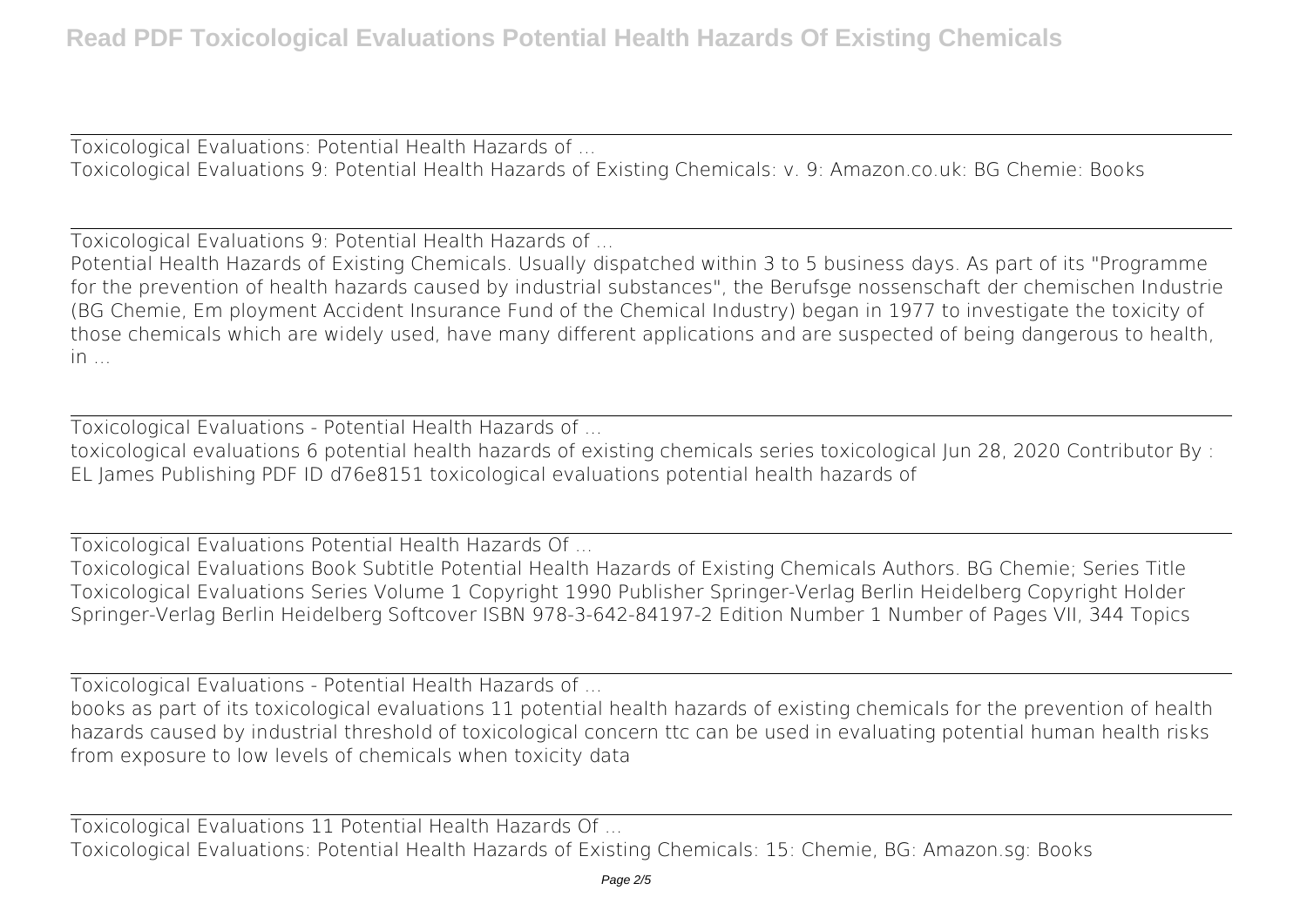Toxicological Evaluations: Potential Health Hazards of ...

Toxicological Evaluations 9: Potential Health Hazards of Existing Chemicals: v. 9: Amazon.co.uk: BG Chemie: Books

Toxicological Evaluations 9: Potential Health Hazards of ...

Potential Health Hazards of Existing Chemicals. Usually dispatched within 3 to 5 business days. As part of its "Programme for the prevention of health hazards caused by industrial substances", the Berufsge nossenschaft der chemischen Industrie (BG Chemie, Em ployment Accident Insurance Fund of the Chemical Industry) began in 1977 to investigate the toxicity of those chemicals which are widely used, have many different applications and are suspected of being dangerous to health, in ...

Toxicological Evaluations - Potential Health Hazards of ...

toxicological evaluations 6 potential health hazards of existing chemicals series toxicological Jun 28, 2020 Contributor By : EL James Publishing PDF ID d76e8151 toxicological evaluations potential health hazards of

Toxicological Evaluations Potential Health Hazards Of ...

Toxicological Evaluations Book Subtitle Potential Health Hazards of Existing Chemicals Authors. BG Chemie; Series Title Toxicological Evaluations Series Volume 1 Copyright 1990 Publisher Springer-Verlag Berlin Heidelberg Copyright Holder Springer-Verlag Berlin Heidelberg Softcover ISBN 978-3-642-84197-2 Edition Number 1 Number of Pages VII, 344 Topics

Toxicological Evaluations - Potential Health Hazards of ...

books as part of its toxicological evaluations 11 potential health hazards of existing chemicals for the prevention of health hazards caused by industrial threshold of toxicological concern ttc can be used in evaluating potential human health risks from exposure to low levels of chemicals when toxicity data

Toxicological Evaluations 11 Potential Health Hazards Of ...

Toxicological Evaluations: Potential Health Hazards of Existing Chemicals: 15: Chemie, BG: Amazon.sg: Books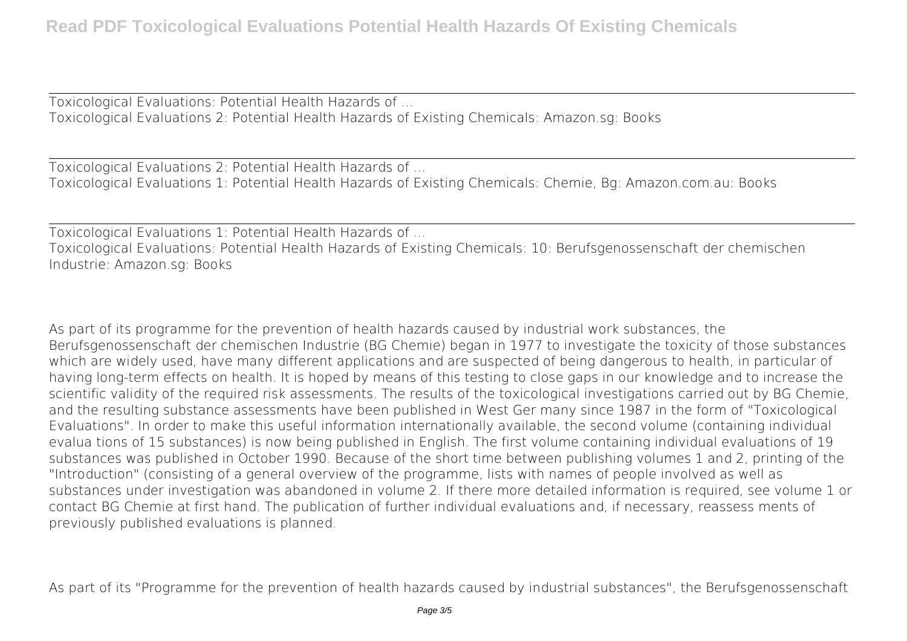Toxicological Evaluations: Potential Health Hazards of ...
Toxicological Evaluations 2: Potential Health Hazards of Existing Chemicals: Amazon.sg: Books

Toxicological Evaluations 2: Potential Health Hazards of ...
Toxicological Evaluations 1: Potential Health Hazards of Existing Chemicals: Chemie, Bg: Amazon.com.au: Books

Toxicological Evaluations 1: Potential Health Hazards of ...
Toxicological Evaluations: Potential Health Hazards of Existing Chemicals: 10: Berufsgenossenschaft der chemischen Industrie: Amazon.sg: Books

As part of its programme for the prevention of health hazards caused by industrial work substances, the Berufsgenossenschaft der chemischen Industrie (BG Chemie) began in 1977 to investigate the toxicity of those substances which are widely used, have many different applications and are suspected of being dangerous to health, in particular of having long-term effects on health. It is hoped by means of this testing to close gaps in our knowledge and to increase the scientific validity of the required risk assessments. The results of the toxicological investigations carried out by BG Chemie, and the resulting substance assessments have been published in West Ger many since 1987 in the form of "Toxicological Evaluations". In order to make this useful information internationally available, the second volume (containing individual evalua tions of 15 substances) is now being published in English. The first volume containing individual evaluations of 19 substances was published in October 1990. Because of the short time between publishing volumes 1 and 2, printing of the "Introduction" (consisting of a general overview of the programme, lists with names of people involved as well as substances under investigation was abandoned in volume 2. If there more detailed information is required, see volume 1 or contact BG Chemie at first hand. The publication of further individual evaluations and, if necessary, reassess ments of previously published evaluations is planned.

As part of its "Programme for the prevention of health hazards caused by industrial substances", the Berufsgenossenschaft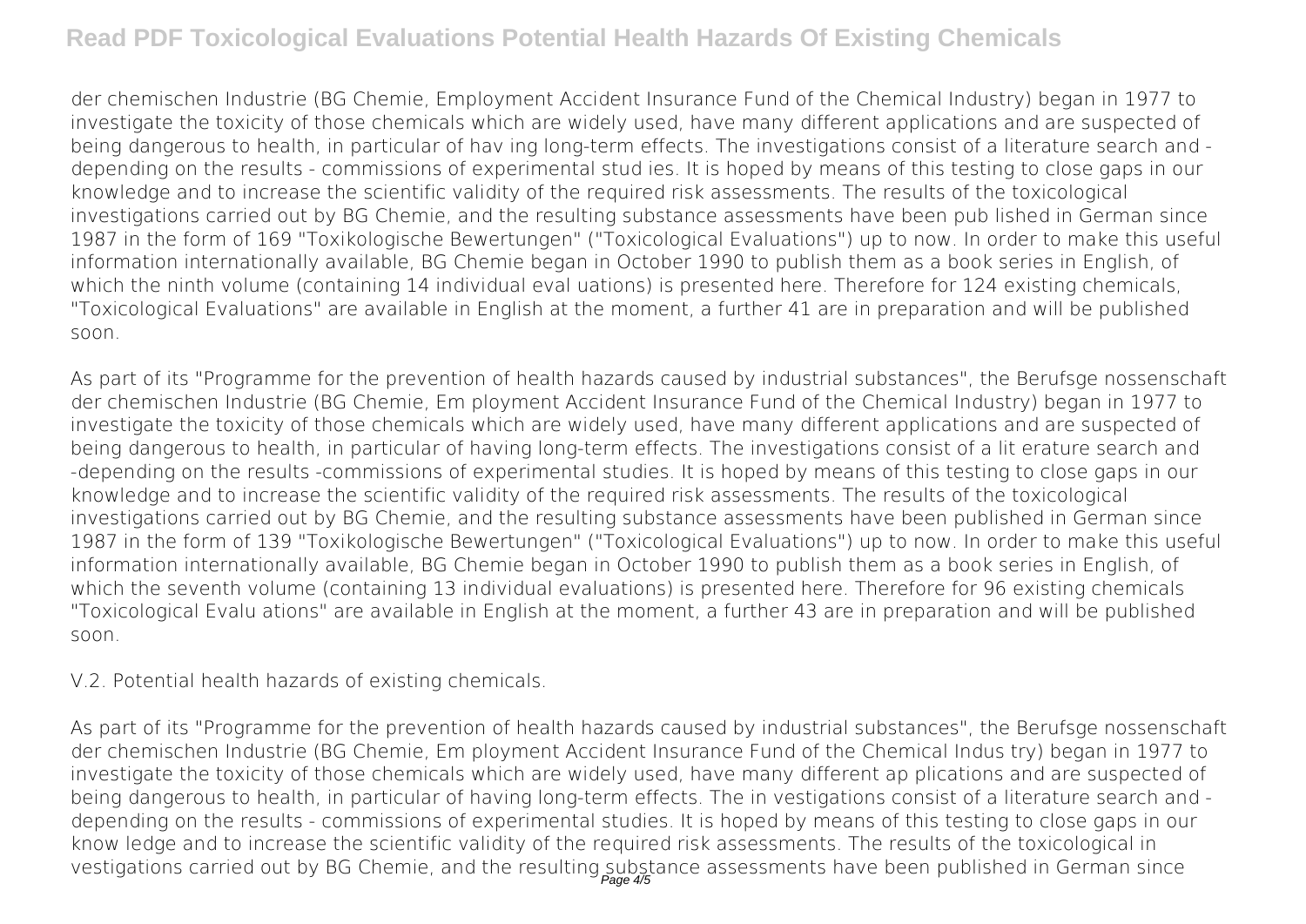der chemischen Industrie (BG Chemie, Employment Accident Insurance Fund of the Chemical Industry) began in 1977 to investigate the toxicity of those chemicals which are widely used, have many different applications and are suspected of being dangerous to health, in particular of hav ing long-term effects. The investigations consist of a literature search and - depending on the results - commissions of experimental stud ies. It is hoped by means of this testing to close gaps in our knowledge and to increase the scientific validity of the required risk assessments. The results of the toxicological investigations carried out by BG Chemie, and the resulting substance assessments have been pub lished in German since 1987 in the form of 169 "Toxikologische Bewertungen" ("Toxicological Evaluations") up to now. In order to make this useful information internationally available, BG Chemie began in October 1990 to publish them as a book series in English, of which the ninth volume (containing 14 individual eval uations) is presented here. Therefore for 124 existing chemicals, "Toxicological Evaluations" are available in English at the moment, a further 41 are in preparation and will be published soon.

As part of its "Programme for the prevention of health hazards caused by industrial substances", the Berufsge nossenschaft der chemischen Industrie (BG Chemie, Em ployment Accident Insurance Fund of the Chemical Industry) began in 1977 to investigate the toxicity of those chemicals which are widely used, have many different applications and are suspected of being dangerous to health, in particular of having long-term effects. The investigations consist of a lit erature search and -depending on the results -commissions of experimental studies. It is hoped by means of this testing to close gaps in our knowledge and to increase the scientific validity of the required risk assessments. The results of the toxicological investigations carried out by BG Chemie, and the resulting substance assessments have been published in German since 1987 in the form of 139 "Toxikologische Bewertungen" ("Toxicological Evaluations") up to now. In order to make this useful information internationally available, BG Chemie began in October 1990 to publish them as a book series in English, of which the seventh volume (containing 13 individual evaluations) is presented here. Therefore for 96 existing chemicals "Toxicological Evalu ations" are available in English at the moment, a further 43 are in preparation and will be published soon.

V.2. Potential health hazards of existing chemicals.

As part of its "Programme for the prevention of health hazards caused by industrial substances", the Berufsge nossenschaft der chemischen Industrie (BG Chemie, Em ployment Accident Insurance Fund of the Chemical Indus try) began in 1977 to investigate the toxicity of those chemicals which are widely used, have many different ap plications and are suspected of being dangerous to health, in particular of having long-term effects. The in vestigations consist of a literature search and - depending on the results - commissions of experimental studies. It is hoped by means of this testing to close gaps in our know ledge and to increase the scientific validity of the required risk assessments. The results of the toxicological in vestigations carried out by BG Chemie, and the resulting substance assessments have been published in German since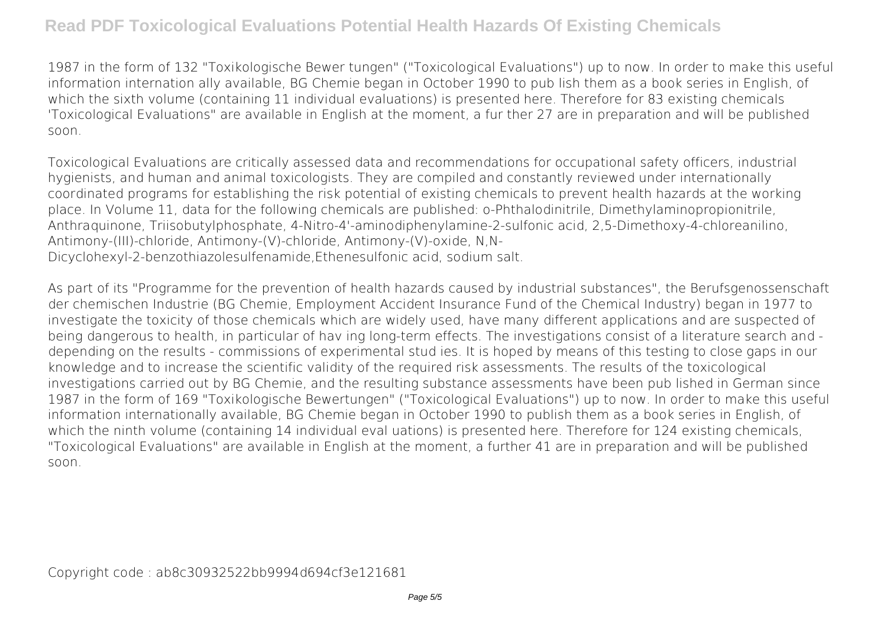1987 in the form of 132 "Toxikologische Bewer tungen" ("Toxicological Evaluations") up to now. In order to make this useful information internation ally available, BG Chemie began in October 1990 to pub lish them as a book series in English, of which the sixth volume (containing 11 individual evaluations) is presented here. Therefore for 83 existing chemicals 'Toxicological Evaluations" are available in English at the moment, a fur ther 27 are in preparation and will be published soon.

Toxicological Evaluations are critically assessed data and recommendations for occupational safety officers, industrial hygienists, and human and animal toxicologists. They are compiled and constantly reviewed under internationally coordinated programs for establishing the risk potential of existing chemicals to prevent health hazards at the working place. In Volume 11, data for the following chemicals are published: o-Phthalodinitrile, Dimethylaminopropionitrile, Anthraquinone, Triisobutylphosphate, 4-Nitro-4'-aminodiphenylamine-2-sulfonic acid, 2,5-Dimethoxy-4-chloreanilino, Antimony-(III)-chloride, Antimony-(V)-chloride, Antimony-(V)-oxide, N,N-Dicyclohexyl-2-benzothiazolesulfenamide,Ethenesulfonic acid, sodium salt.

As part of its "Programme for the prevention of health hazards caused by industrial substances", the Berufsgenossenschaft der chemischen Industrie (BG Chemie, Employment Accident Insurance Fund of the Chemical Industry) began in 1977 to investigate the toxicity of those chemicals which are widely used, have many different applications and are suspected of being dangerous to health, in particular of hav ing long-term effects. The investigations consist of a literature search and - depending on the results - commissions of experimental stud ies. It is hoped by means of this testing to close gaps in our knowledge and to increase the scientific validity of the required risk assessments. The results of the toxicological investigations carried out by BG Chemie, and the resulting substance assessments have been pub lished in German since 1987 in the form of 169 "Toxikologische Bewertungen" ("Toxicological Evaluations") up to now. In order to make this useful information internationally available, BG Chemie began in October 1990 to publish them as a book series in English, of which the ninth volume (containing 14 individual eval uations) is presented here. Therefore for 124 existing chemicals, "Toxicological Evaluations" are available in English at the moment, a further 41 are in preparation and will be published soon.

Copyright code : ab8c30932522bb9994d694cf3e121681